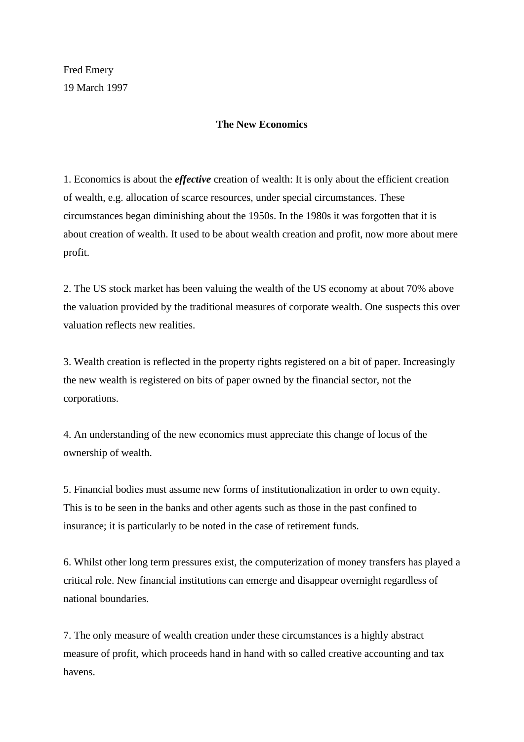Fred Emery
19 March 1997

# The New Economics

1. Economics is about the ***effective*** creation of wealth: It is only about the efficient creation of wealth, e.g. allocation of scarce resources, under special circumstances. These circumstances began diminishing about the 1950s. In the 1980s it was forgotten that it is about creation of wealth. It used to be about wealth creation and profit, now more about mere profit.

2. The US stock market has been valuing the wealth of the US economy at about 70% above the valuation provided by the traditional measures of corporate wealth. One suspects this over valuation reflects new realities.

3. Wealth creation is reflected in the property rights registered on a bit of paper. Increasingly the new wealth is registered on bits of paper owned by the financial sector, not the corporations.

4. An understanding of the new economics must appreciate this change of locus of the ownership of wealth.

5. Financial bodies must assume new forms of institutionalization in order to own equity. This is to be seen in the banks and other agents such as those in the past confined to insurance; it is particularly to be noted in the case of retirement funds.

6. Whilst other long term pressures exist, the computerization of money transfers has played a critical role. New financial institutions can emerge and disappear overnight regardless of national boundaries.

7. The only measure of wealth creation under these circumstances is a highly abstract measure of profit, which proceeds hand in hand with so called creative accounting and tax havens.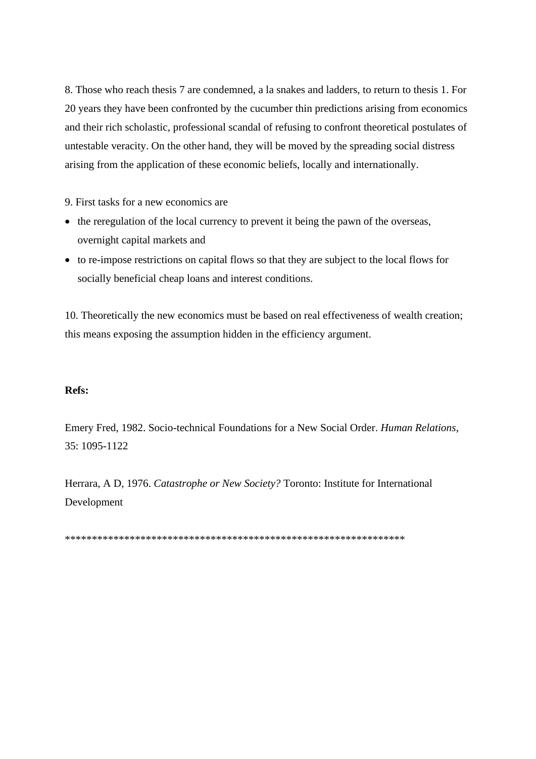8. Those who reach thesis 7 are condemned, a la snakes and ladders, to return to thesis 1. For 20 years they have been confronted by the cucumber thin predictions arising from economics and their rich scholastic, professional scandal of refusing to confront theoretical postulates of untestable veracity. On the other hand, they will be moved by the spreading social distress arising from the application of these economic beliefs, locally and internationally.

9. First tasks for a new economics are

- the reregulation of the local currency to prevent it being the pawn of the overseas, overnight capital markets and
- to re-impose restrictions on capital flows so that they are subject to the local flows for socially beneficial cheap loans and interest conditions.

10. Theoretically the new economics must be based on real effectiveness of wealth creation; this means exposing the assumption hidden in the efficiency argument.

**Refs:**

Emery Fred, 1982. Socio-technical Foundations for a New Social Order. *Human Relations*, 35: 1095-1122

Herrara, A D, 1976. *Catastrophe or New Society?* Toronto: Institute for International Development

***************************************************************